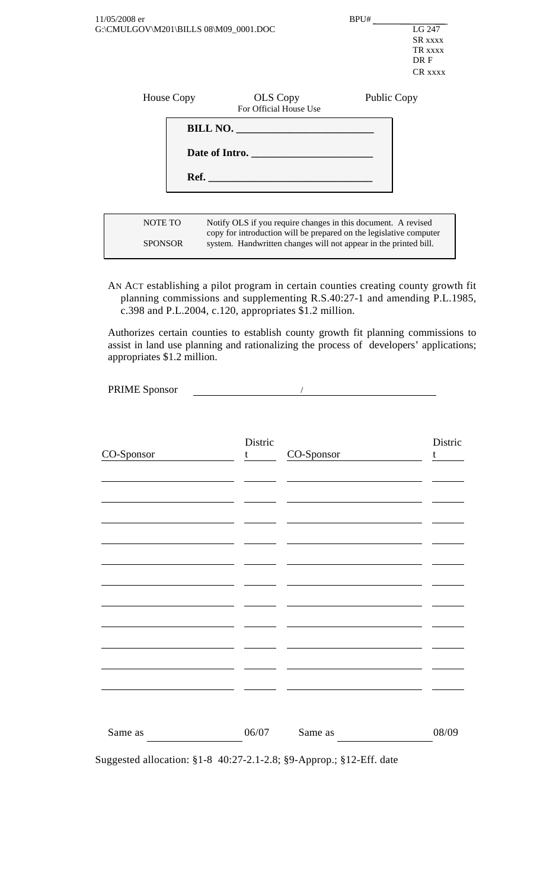11/05/2008 er
G:\CMULGOV\M201\BILLS 08\M09_0001.DOC

BPU# ____________

LG 247
SR xxxx
TR xxxx
DR F
CR xxxx

House Copy | OLS Copy For Official House Use | Public Copy

**BILL NO. ______________________**

**Date of Intro. ___________________**

**Ref. ____________________________**

| NOTE TO SPONSOR | Notify OLS if you require changes in this document. A revised copy for introduction will be prepared on the legislative computer system. Handwritten changes will not appear in the printed bill. |
|---|---|

AN ACT establishing a pilot program in certain counties creating county growth fit planning commissions and supplementing R.S.40:27-1 and amending P.L.1985, c.398 and P.L.2004, c.120, appropriates $1.2 million.

Authorizes certain counties to establish county growth fit planning commissions to assist in land use planning and rationalizing the process of developers' applications; appropriates $1.2 million.

PRIME Sponsor ____________ / ____________

| CO-Sponsor | District | CO-Sponsor | District |
|---|---|---|---|
| | | | |
| | | | |
| | | | |
| | | | |
| | | | |
| | | | |
| | | | |
| | | | |
| | | | |
| | | | |
| | | | |

Same as ____________ 06/07 Same as ____________ 08/09

Suggested allocation: §1-8 40:27-2.1-2.8; §9-Approp.; §12-Eff. date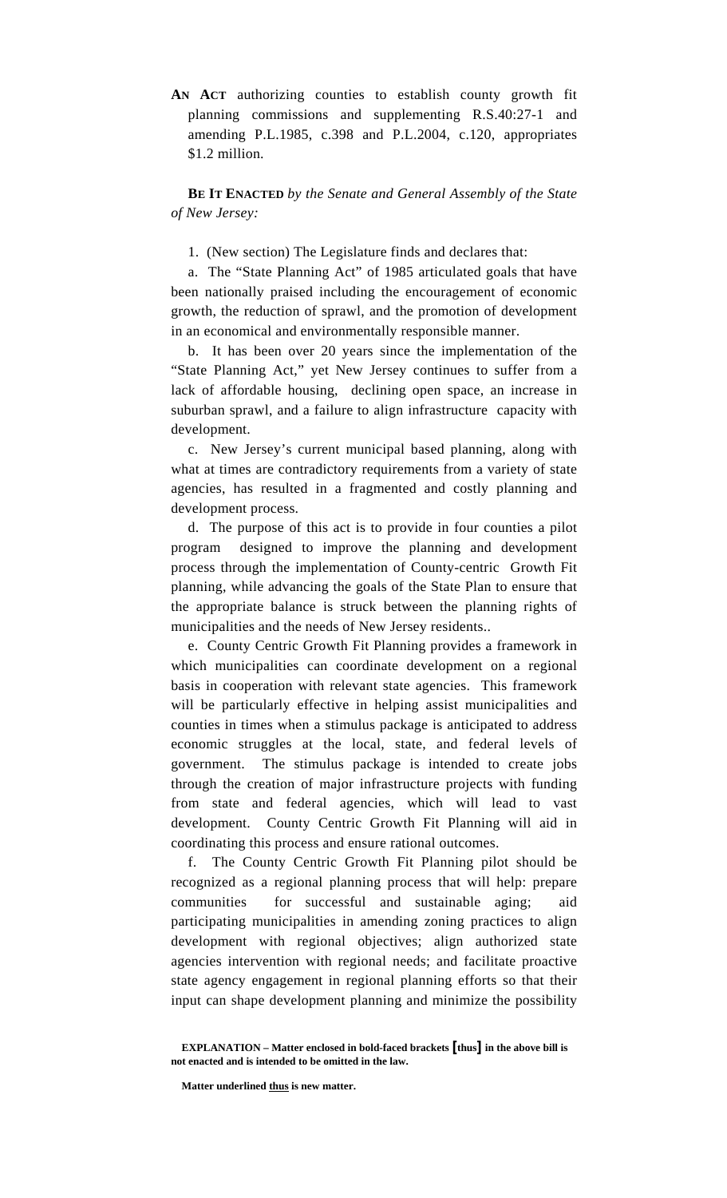**AN ACT** authorizing counties to establish county growth fit planning commissions and supplementing R.S.40:27-1 and amending P.L.1985, c.398 and P.L.2004, c.120, appropriates $1.2 million.

**BE IT ENACTED** *by the Senate and General Assembly of the State of New Jersey:*

1. (New section) The Legislature finds and declares that:

a. The "State Planning Act" of 1985 articulated goals that have been nationally praised including the encouragement of economic growth, the reduction of sprawl, and the promotion of development in an economical and environmentally responsible manner.

b. It has been over 20 years since the implementation of the "State Planning Act," yet New Jersey continues to suffer from a lack of affordable housing, declining open space, an increase in suburban sprawl, and a failure to align infrastructure capacity with development.

c. New Jersey's current municipal based planning, along with what at times are contradictory requirements from a variety of state agencies, has resulted in a fragmented and costly planning and development process.

d. The purpose of this act is to provide in four counties a pilot program designed to improve the planning and development process through the implementation of County-centric Growth Fit planning, while advancing the goals of the State Plan to ensure that the appropriate balance is struck between the planning rights of municipalities and the needs of New Jersey residents..

e. County Centric Growth Fit Planning provides a framework in which municipalities can coordinate development on a regional basis in cooperation with relevant state agencies. This framework will be particularly effective in helping assist municipalities and counties in times when a stimulus package is anticipated to address economic struggles at the local, state, and federal levels of government. The stimulus package is intended to create jobs through the creation of major infrastructure projects with funding from state and federal agencies, which will lead to vast development. County Centric Growth Fit Planning will aid in coordinating this process and ensure rational outcomes.

f. The County Centric Growth Fit Planning pilot should be recognized as a regional planning process that will help: prepare communities for successful and sustainable aging; aid participating municipalities in amending zoning practices to align development with regional objectives; align authorized state agencies intervention with regional needs; and facilitate proactive state agency engagement in regional planning efforts so that their input can shape development planning and minimize the possibility

**EXPLANATION – Matter enclosed in bold-faced brackets [thus] in the above bill is not enacted and is intended to be omitted in the law.**

**Matter underlined thus is new matter.**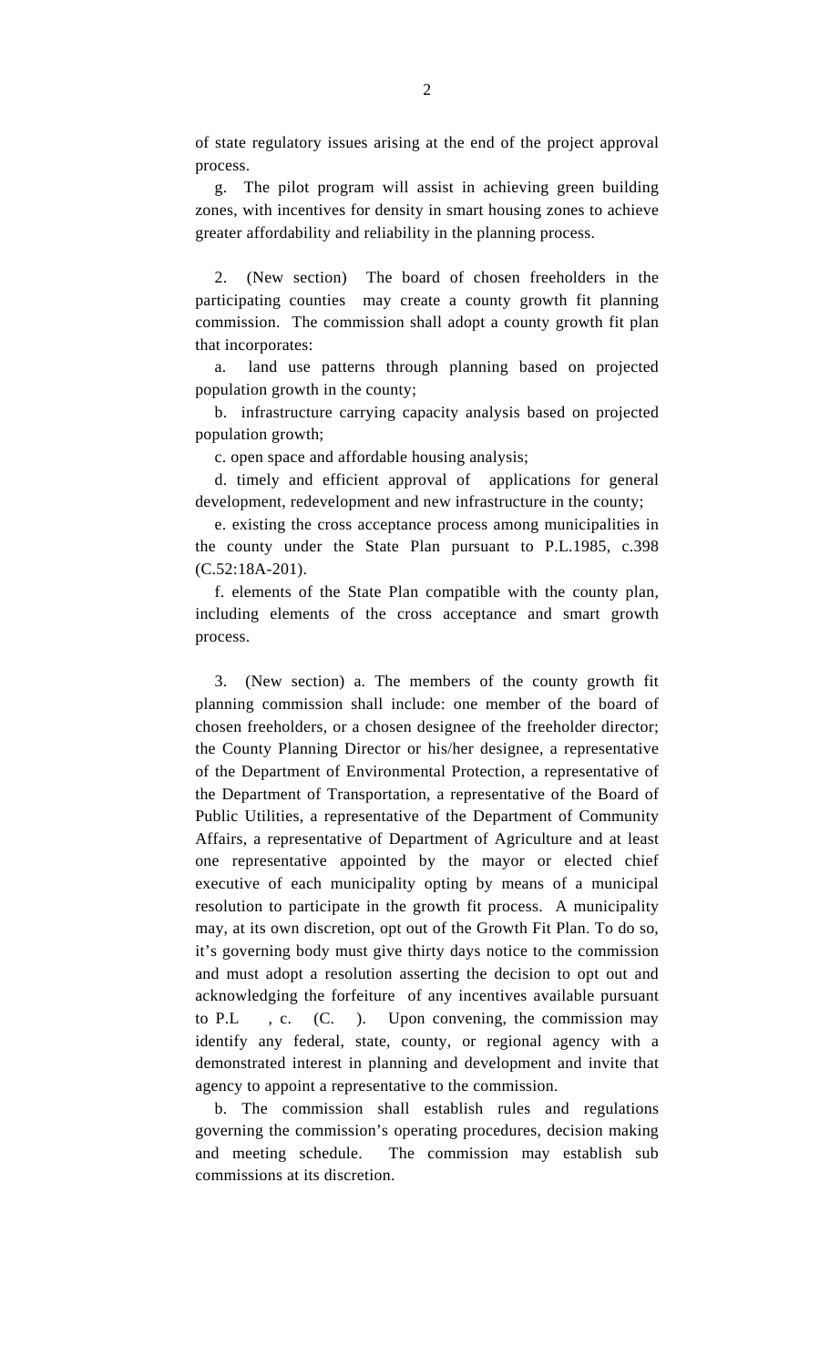of state regulatory issues arising at the end of the project approval process.

g. The pilot program will assist in achieving green building zones, with incentives for density in smart housing zones to achieve greater affordability and reliability in the planning process.

2. (New section) The board of chosen freeholders in the participating counties may create a county growth fit planning commission. The commission shall adopt a county growth fit plan that incorporates:

a. land use patterns through planning based on projected population growth in the county;

b. infrastructure carrying capacity analysis based on projected population growth;

c. open space and affordable housing analysis;

d. timely and efficient approval of applications for general development, redevelopment and new infrastructure in the county;

e. existing the cross acceptance process among municipalities in the county under the State Plan pursuant to P.L.1985, c.398 (C.52:18A-201).

f. elements of the State Plan compatible with the county plan, including elements of the cross acceptance and smart growth process.

3. (New section) a. The members of the county growth fit planning commission shall include: one member of the board of chosen freeholders, or a chosen designee of the freeholder director; the County Planning Director or his/her designee, a representative of the Department of Environmental Protection, a representative of the Department of Transportation, a representative of the Board of Public Utilities, a representative of the Department of Community Affairs, a representative of Department of Agriculture and at least one representative appointed by the mayor or elected chief executive of each municipality opting by means of a municipal resolution to participate in the growth fit process. A municipality may, at its own discretion, opt out of the Growth Fit Plan. To do so, it's governing body must give thirty days notice to the commission and must adopt a resolution asserting the decision to opt out and acknowledging the forfeiture of any incentives available pursuant to P.L , c. (C. ). Upon convening, the commission may identify any federal, state, county, or regional agency with a demonstrated interest in planning and development and invite that agency to appoint a representative to the commission.

b. The commission shall establish rules and regulations governing the commission's operating procedures, decision making and meeting schedule. The commission may establish sub commissions at its discretion.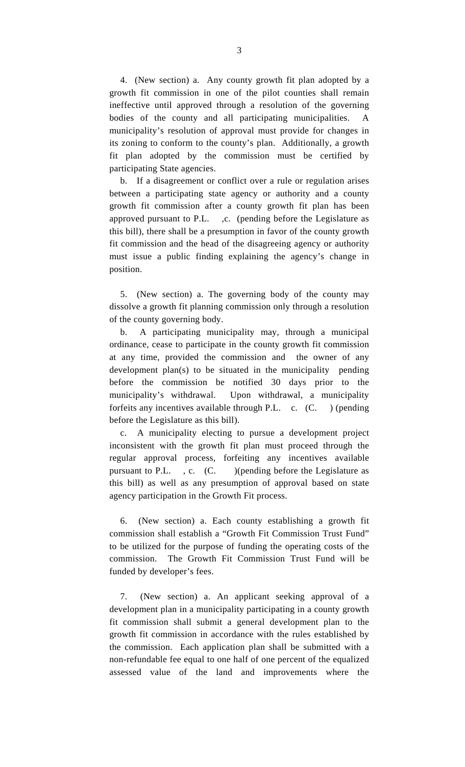4. (New section) a. Any county growth fit plan adopted by a growth fit commission in one of the pilot counties shall remain ineffective until approved through a resolution of the governing bodies of the county and all participating municipalities. A municipality's resolution of approval must provide for changes in its zoning to conform to the county's plan. Additionally, a growth fit plan adopted by the commission must be certified by participating State agencies.

b. If a disagreement or conflict over a rule or regulation arises between a participating state agency or authority and a county growth fit commission after a county growth fit plan has been approved pursuant to P.L. ,c. (pending before the Legislature as this bill), there shall be a presumption in favor of the county growth fit commission and the head of the disagreeing agency or authority must issue a public finding explaining the agency's change in position.

5. (New section) a. The governing body of the county may dissolve a growth fit planning commission only through a resolution of the county governing body.

b. A participating municipality may, through a municipal ordinance, cease to participate in the county growth fit commission at any time, provided the commission and the owner of any development plan(s) to be situated in the municipality pending before the commission be notified 30 days prior to the municipality's withdrawal. Upon withdrawal, a municipality forfeits any incentives available through P.L. c. (C. ) (pending before the Legislature as this bill).

c. A municipality electing to pursue a development project inconsistent with the growth fit plan must proceed through the regular approval process, forfeiting any incentives available pursuant to P.L. , c. (C. )(pending before the Legislature as this bill) as well as any presumption of approval based on state agency participation in the Growth Fit process.

6. (New section) a. Each county establishing a growth fit commission shall establish a "Growth Fit Commission Trust Fund" to be utilized for the purpose of funding the operating costs of the commission. The Growth Fit Commission Trust Fund will be funded by developer's fees.

7. (New section) a. An applicant seeking approval of a development plan in a municipality participating in a county growth fit commission shall submit a general development plan to the growth fit commission in accordance with the rules established by the commission. Each application plan shall be submitted with a non-refundable fee equal to one half of one percent of the equalized assessed value of the land and improvements where the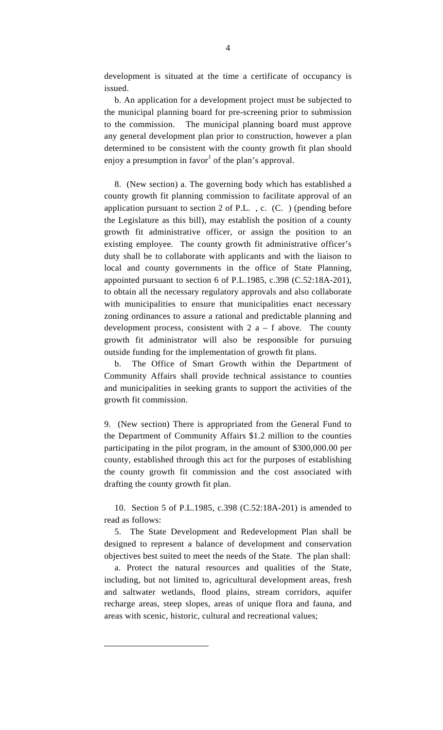development is situated at the time a certificate of occupancy is issued.

b. An application for a development project must be subjected to the municipal planning board for pre-screening prior to submission to the commission. The municipal planning board must approve any general development plan prior to construction, however a plan determined to be consistent with the county growth fit plan should enjoy a presumption in favor[1] of the plan's approval.

8. (New section) a. The governing body which has established a county growth fit planning commission to facilitate approval of an application pursuant to section 2 of P.L. , c. (C. ) (pending before the Legislature as this bill), may establish the position of a county growth fit administrative officer, or assign the position to an existing employee. The county growth fit administrative officer's duty shall be to collaborate with applicants and with the liaison to local and county governments in the office of State Planning, appointed pursuant to section 6 of P.L.1985, c.398 (C.52:18A-201), to obtain all the necessary regulatory approvals and also collaborate with municipalities to ensure that municipalities enact necessary zoning ordinances to assure a rational and predictable planning and development process, consistent with 2 a – f above. The county growth fit administrator will also be responsible for pursuing outside funding for the implementation of growth fit plans.

b. The Office of Smart Growth within the Department of Community Affairs shall provide technical assistance to counties and municipalities in seeking grants to support the activities of the growth fit commission.

9. (New section) There is appropriated from the General Fund to the Department of Community Affairs $1.2 million to the counties participating in the pilot program, in the amount of $300,000.00 per county, established through this act for the purposes of establishing the county growth fit commission and the cost associated with drafting the county growth fit plan.

10. Section 5 of P.L.1985, c.398 (C.52:18A-201) is amended to read as follows:

5. The State Development and Redevelopment Plan shall be designed to represent a balance of development and conservation objectives best suited to meet the needs of the State. The plan shall:

a. Protect the natural resources and qualities of the State, including, but not limited to, agricultural development areas, fresh and saltwater wetlands, flood plains, stream corridors, aquifer recharge areas, steep slopes, areas of unique flora and fauna, and areas with scenic, historic, cultural and recreational values;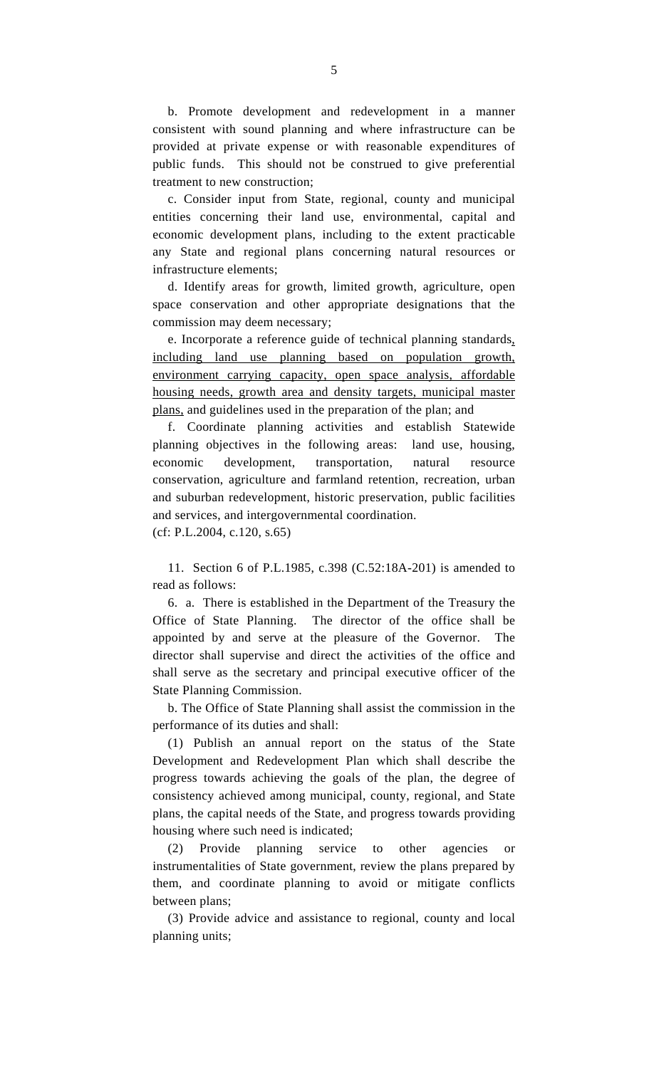b. Promote development and redevelopment in a manner consistent with sound planning and where infrastructure can be provided at private expense or with reasonable expenditures of public funds. This should not be construed to give preferential treatment to new construction;

c. Consider input from State, regional, county and municipal entities concerning their land use, environmental, capital and economic development plans, including to the extent practicable any State and regional plans concerning natural resources or infrastructure elements;

d. Identify areas for growth, limited growth, agriculture, open space conservation and other appropriate designations that the commission may deem necessary;

e. Incorporate a reference guide of technical planning standards, including land use planning based on population growth, environment carrying capacity, open space analysis, affordable housing needs, growth area and density targets, municipal master plans, and guidelines used in the preparation of the plan; and

f. Coordinate planning activities and establish Statewide planning objectives in the following areas: land use, housing, economic development, transportation, natural resource conservation, agriculture and farmland retention, recreation, urban and suburban redevelopment, historic preservation, public facilities and services, and intergovernmental coordination.

(cf: P.L.2004, c.120, s.65)

11. Section 6 of P.L.1985, c.398 (C.52:18A-201) is amended to read as follows:

6. a. There is established in the Department of the Treasury the Office of State Planning. The director of the office shall be appointed by and serve at the pleasure of the Governor. The director shall supervise and direct the activities of the office and shall serve as the secretary and principal executive officer of the State Planning Commission.

b. The Office of State Planning shall assist the commission in the performance of its duties and shall:

(1) Publish an annual report on the status of the State Development and Redevelopment Plan which shall describe the progress towards achieving the goals of the plan, the degree of consistency achieved among municipal, county, regional, and State plans, the capital needs of the State, and progress towards providing housing where such need is indicated;

(2) Provide planning service to other agencies or instrumentalities of State government, review the plans prepared by them, and coordinate planning to avoid or mitigate conflicts between plans;

(3) Provide advice and assistance to regional, county and local planning units;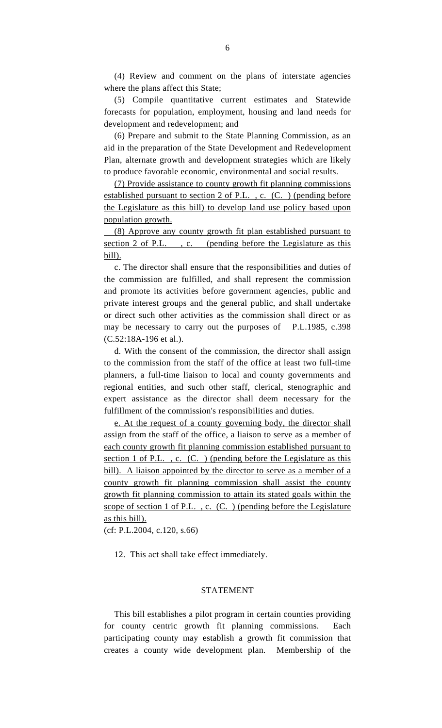(4) Review and comment on the plans of interstate agencies where the plans affect this State;

(5) Compile quantitative current estimates and Statewide forecasts for population, employment, housing and land needs for development and redevelopment; and

(6) Prepare and submit to the State Planning Commission, as an aid in the preparation of the State Development and Redevelopment Plan, alternate growth and development strategies which are likely to produce favorable economic, environmental and social results.

<u>(7) Provide assistance to county growth fit planning commissions established pursuant to section 2 of P.L. , c. (C. ) (pending before the Legislature as this bill) to develop land use policy based upon population growth.</u>

<u>(8) Approve any county growth fit plan established pursuant to section 2 of P.L. , c. (pending before the Legislature as this bill).</u>

c. The director shall ensure that the responsibilities and duties of the commission are fulfilled, and shall represent the commission and promote its activities before government agencies, public and private interest groups and the general public, and shall undertake or direct such other activities as the commission shall direct or as may be necessary to carry out the purposes of P.L.1985, c.398 (C.52:18A-196 et al.).

d. With the consent of the commission, the director shall assign to the commission from the staff of the office at least two full-time planners, a full-time liaison to local and county governments and regional entities, and such other staff, clerical, stenographic and expert assistance as the director shall deem necessary for the fulfillment of the commission's responsibilities and duties.

<u>e. At the request of a county governing body, the director shall assign from the staff of the office, a liaison to serve as a member of each county growth fit planning commission established pursuant to section 1 of P.L. , c. (C. ) (pending before the Legislature as this bill). A liaison appointed by the director to serve as a member of a county growth fit planning commission shall assist the county growth fit planning commission to attain its stated goals within the scope of section 1 of P.L. , c. (C. ) (pending before the Legislature as this bill).</u>

(cf: P.L.2004, c.120, s.66)

12. This act shall take effect immediately.

## STATEMENT

This bill establishes a pilot program in certain counties providing for county centric growth fit planning commissions. Each participating county may establish a growth fit commission that creates a county wide development plan. Membership of the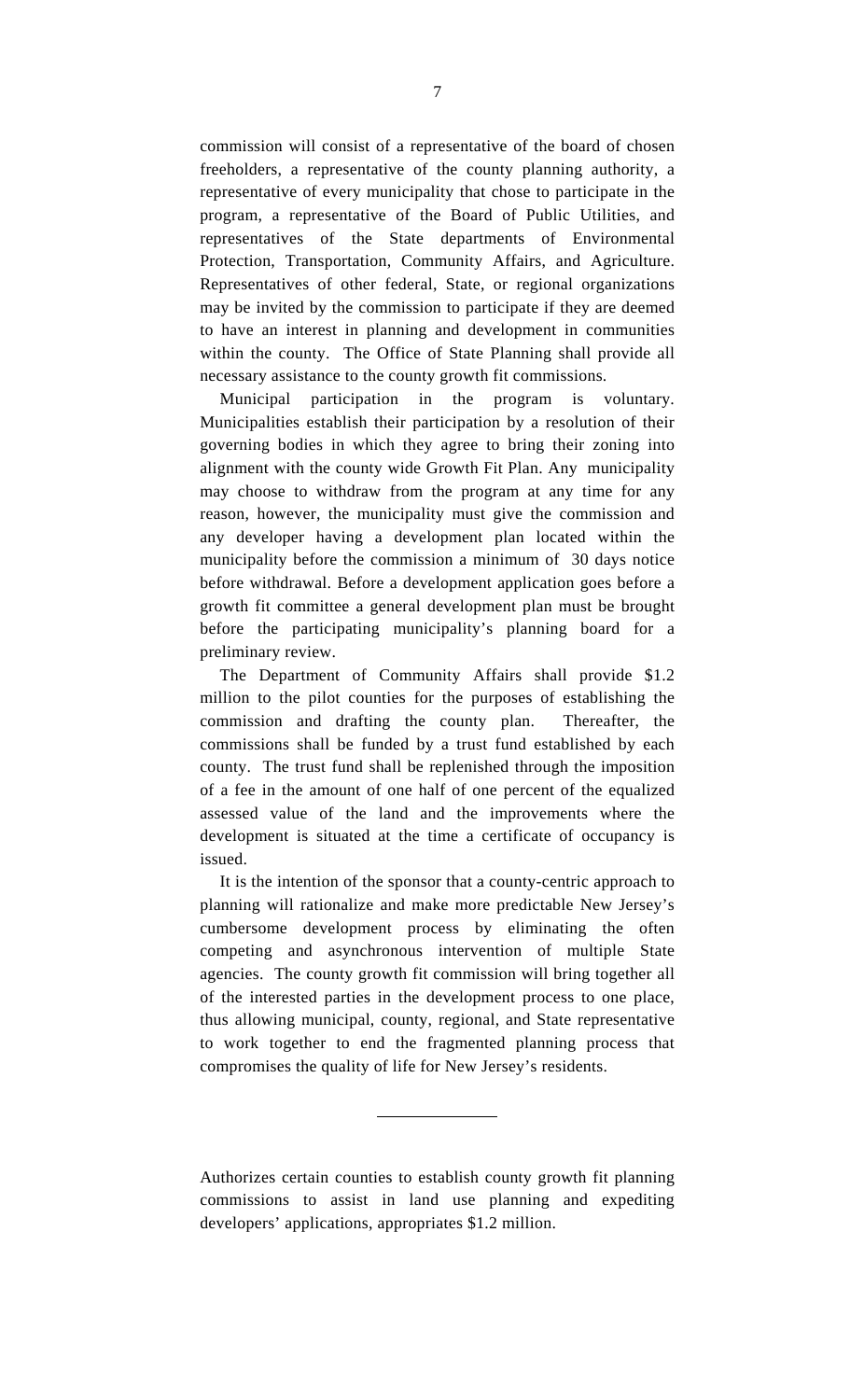commission will consist of a representative of the board of chosen freeholders, a representative of the county planning authority, a representative of every municipality that chose to participate in the program, a representative of the Board of Public Utilities, and representatives of the State departments of Environmental Protection, Transportation, Community Affairs, and Agriculture. Representatives of other federal, State, or regional organizations may be invited by the commission to participate if they are deemed to have an interest in planning and development in communities within the county. The Office of State Planning shall provide all necessary assistance to the county growth fit commissions.

Municipal participation in the program is voluntary. Municipalities establish their participation by a resolution of their governing bodies in which they agree to bring their zoning into alignment with the county wide Growth Fit Plan. Any municipality may choose to withdraw from the program at any time for any reason, however, the municipality must give the commission and any developer having a development plan located within the municipality before the commission a minimum of 30 days notice before withdrawal. Before a development application goes before a growth fit committee a general development plan must be brought before the participating municipality's planning board for a preliminary review.

The Department of Community Affairs shall provide $1.2 million to the pilot counties for the purposes of establishing the commission and drafting the county plan. Thereafter, the commissions shall be funded by a trust fund established by each county. The trust fund shall be replenished through the imposition of a fee in the amount of one half of one percent of the equalized assessed value of the land and the improvements where the development is situated at the time a certificate of occupancy is issued.

It is the intention of the sponsor that a county-centric approach to planning will rationalize and make more predictable New Jersey's cumbersome development process by eliminating the often competing and asynchronous intervention of multiple State agencies. The county growth fit commission will bring together all of the interested parties in the development process to one place, thus allowing municipal, county, regional, and State representative to work together to end the fragmented planning process that compromises the quality of life for New Jersey's residents.

---

Authorizes certain counties to establish county growth fit planning commissions to assist in land use planning and expediting developers' applications, appropriates $1.2 million.